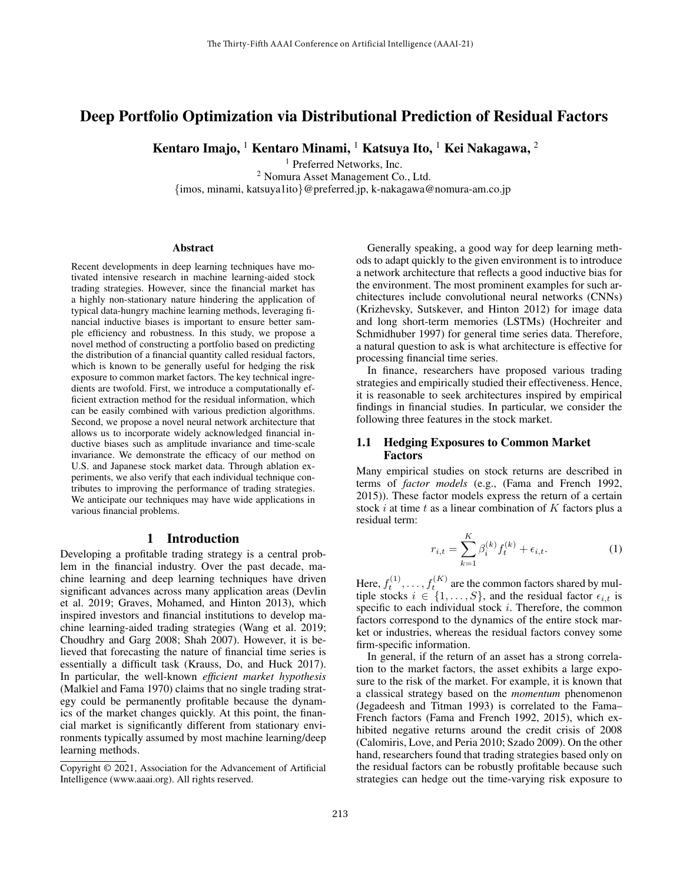# Deep Portfolio Optimization via Distributional Prediction of Residual Factors

**Kentaro Imajo,** [1] **Kentaro Minami,** [1] **Katsuya Ito,** [1] **Kei Nakagawa,** [2]

[1] Preferred Networks, Inc.
[2] Nomura Asset Management Co., Ltd.
{imos, minami, katsuya1ito}@preferred.jp, k-nakagawa@nomura-am.co.jp

## Abstract

Recent developments in deep learning techniques have motivated intensive research in machine learning-aided stock trading strategies. However, since the financial market has a highly non-stationary nature hindering the application of typical data-hungry machine learning methods, leveraging financial inductive biases is important to ensure better sample efficiency and robustness. In this study, we propose a novel method of constructing a portfolio based on predicting the distribution of a financial quantity called residual factors, which is known to be generally useful for hedging the risk exposure to common market factors. The key technical ingredients are twofold. First, we introduce a computationally efficient extraction method for the residual information, which can be easily combined with various prediction algorithms. Second, we propose a novel neural network architecture that allows us to incorporate widely acknowledged financial inductive biases such as amplitude invariance and time-scale invariance. We demonstrate the efficacy of our method on U.S. and Japanese stock market data. Through ablation experiments, we also verify that each individual technique contributes to improving the performance of trading strategies. We anticipate our techniques may have wide applications in various financial problems.

## 1 Introduction

Developing a profitable trading strategy is a central problem in the financial industry. Over the past decade, machine learning and deep learning techniques have driven significant advances across many application areas (Devlin et al. 2019; Graves, Mohamed, and Hinton 2013), which inspired investors and financial institutions to develop machine learning-aided trading strategies (Wang et al. 2019; Choudhry and Garg 2008; Shah 2007). However, it is believed that forecasting the nature of financial time series is essentially a difficult task (Krauss, Do, and Huck 2017). In particular, the well-known *efficient market hypothesis* (Malkiel and Fama 1970) claims that no single trading strategy could be permanently profitable because the dynamics of the market changes quickly. At this point, the financial market is significantly different from stationary environments typically assumed by most machine learning/deep learning methods.

Copyright © 2021, Association for the Advancement of Artificial Intelligence (www.aaai.org). All rights reserved.

Generally speaking, a good way for deep learning methods to adapt quickly to the given environment is to introduce a network architecture that reflects a good inductive bias for the environment. The most prominent examples for such architectures include convolutional neural networks (CNNs) (Krizhevsky, Sutskever, and Hinton 2012) for image data and long short-term memories (LSTMs) (Hochreiter and Schmidhuber 1997) for general time series data. Therefore, a natural question to ask is what architecture is effective for processing financial time series.

In finance, researchers have proposed various trading strategies and empirically studied their effectiveness. Hence, it is reasonable to seek architectures inspired by empirical findings in financial studies. In particular, we consider the following three features in the stock market.

### 1.1 Hedging Exposures to Common Market Factors

Many empirical studies on stock returns are described in terms of *factor models* (e.g., (Fama and French 1992, 2015)). These factor models express the return of a certain stock $i$ at time $t$ as a linear combination of $K$ factors plus a residual term:

$$r_{i,t} = \sum_{k=1}^{K} \beta_i^{(k)} f_t^{(k)} + \epsilon_{i,t}. \tag{1}$$

Here, $f_t^{(1)}, \ldots, f_t^{(K)}$ are the common factors shared by multiple stocks $i \in \{1, \ldots, S\}$, and the residual factor $\epsilon_{i,t}$ is specific to each individual stock $i$. Therefore, the common factors correspond to the dynamics of the entire stock market or industries, whereas the residual factors convey some firm-specific information.

In general, if the return of an asset has a strong correlation to the market factors, the asset exhibits a large exposure to the risk of the market. For example, it is known that a classical strategy based on the *momentum* phenomenon (Jegadeesh and Titman 1993) is correlated to the Fama–French factors (Fama and French 1992, 2015), which exhibited negative returns around the credit crisis of 2008 (Calomiris, Love, and Peria 2010; Szado 2009). On the other hand, researchers found that trading strategies based only on the residual factors can be robustly profitable because such strategies can hedge out the time-varying risk exposure to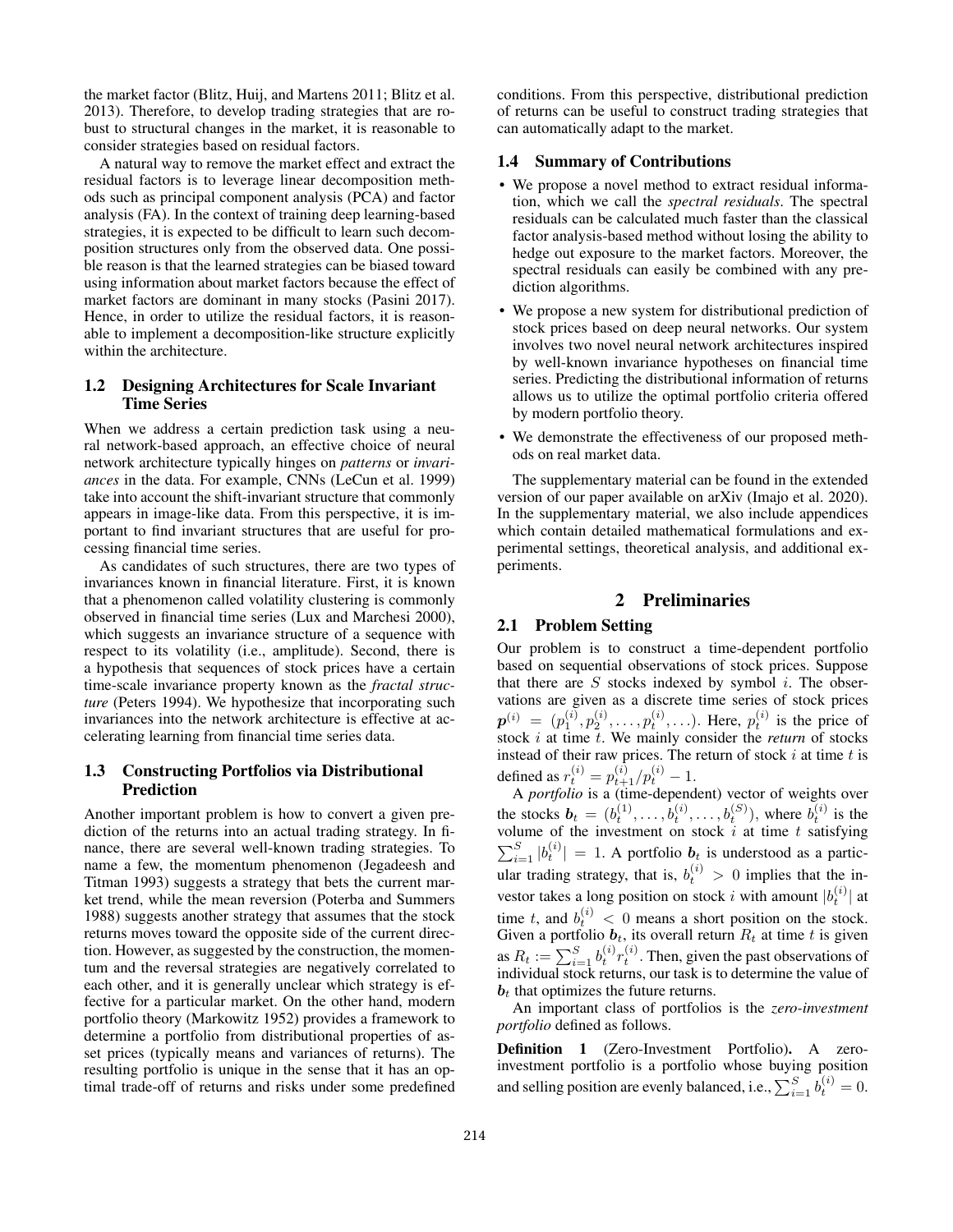the market factor (Blitz, Huij, and Martens 2011; Blitz et al. 2013). Therefore, to develop trading strategies that are robust to structural changes in the market, it is reasonable to consider strategies based on residual factors.

A natural way to remove the market effect and extract the residual factors is to leverage linear decomposition methods such as principal component analysis (PCA) and factor analysis (FA). In the context of training deep learning-based strategies, it is expected to be difficult to learn such decomposition structures only from the observed data. One possible reason is that the learned strategies can be biased toward using information about market factors because the effect of market factors are dominant in many stocks (Pasini 2017). Hence, in order to utilize the residual factors, it is reasonable to implement a decomposition-like structure explicitly within the architecture.

### 1.2 Designing Architectures for Scale Invariant Time Series

When we address a certain prediction task using a neural network-based approach, an effective choice of neural network architecture typically hinges on *patterns* or *invariances* in the data. For example, CNNs (LeCun et al. 1999) take into account the shift-invariant structure that commonly appears in image-like data. From this perspective, it is important to find invariant structures that are useful for processing financial time series.

As candidates of such structures, there are two types of invariances known in financial literature. First, it is known that a phenomenon called volatility clustering is commonly observed in financial time series (Lux and Marchesi 2000), which suggests an invariance structure of a sequence with respect to its volatility (i.e., amplitude). Second, there is a hypothesis that sequences of stock prices have a certain time-scale invariance property known as the *fractal structure* (Peters 1994). We hypothesize that incorporating such invariances into the network architecture is effective at accelerating learning from financial time series data.

### 1.3 Constructing Portfolios via Distributional Prediction

Another important problem is how to convert a given prediction of the returns into an actual trading strategy. In finance, there are several well-known trading strategies. To name a few, the momentum phenomenon (Jegadeesh and Titman 1993) suggests a strategy that bets the current market trend, while the mean reversion (Poterba and Summers 1988) suggests another strategy that assumes that the stock returns moves toward the opposite side of the current direction. However, as suggested by the construction, the momentum and the reversal strategies are negatively correlated to each other, and it is generally unclear which strategy is effective for a particular market. On the other hand, modern portfolio theory (Markowitz 1952) provides a framework to determine a portfolio from distributional properties of asset prices (typically means and variances of returns). The resulting portfolio is unique in the sense that it has an optimal trade-off of returns and risks under some predefined conditions. From this perspective, distributional prediction of returns can be useful to construct trading strategies that can automatically adapt to the market.

### 1.4 Summary of Contributions

- We propose a novel method to extract residual information, which we call the *spectral residuals*. The spectral residuals can be calculated much faster than the classical factor analysis-based method without losing the ability to hedge out exposure to the market factors. Moreover, the spectral residuals can easily be combined with any prediction algorithms.
- We propose a new system for distributional prediction of stock prices based on deep neural networks. Our system involves two novel neural network architectures inspired by well-known invariance hypotheses on financial time series. Predicting the distributional information of returns allows us to utilize the optimal portfolio criteria offered by modern portfolio theory.
- We demonstrate the effectiveness of our proposed methods on real market data.

The supplementary material can be found in the extended version of our paper available on arXiv (Imajo et al. 2020). In the supplementary material, we also include appendices which contain detailed mathematical formulations and experimental settings, theoretical analysis, and additional experiments.

## 2 Preliminaries

### 2.1 Problem Setting

Our problem is to construct a time-dependent portfolio based on sequential observations of stock prices. Suppose that there are $S$ stocks indexed by symbol $i$. The observations are given as a discrete time series of stock prices $\boldsymbol{p}^{(i)} = (p_1^{(i)}, p_2^{(i)}, \ldots, p_t^{(i)}, \ldots)$. Here, $p_t^{(i)}$ is the price of stock $i$ at time $t$. We mainly consider the *return* of stocks instead of their raw prices. The return of stock $i$ at time $t$ is defined as $r_t^{(i)} = p_{t+1}^{(i)}/p_t^{(i)} - 1$.

A *portfolio* is a (time-dependent) vector of weights over the stocks $\boldsymbol{b}_t = (b_t^{(1)}, \ldots, b_t^{(i)}, \ldots, b_t^{(S)})$, where $b_t^{(i)}$ is the volume of the investment on stock $i$ at time $t$ satisfying $\sum_{i=1}^{S} |b_t^{(i)}| = 1$. A portfolio $\boldsymbol{b}_t$ is understood as a particular trading strategy, that is, $b_t^{(i)} > 0$ implies that the investor takes a long position on stock $i$ with amount $|b_t^{(i)}|$ at time $t$, and $b_t^{(i)} < 0$ means a short position on the stock. Given a portfolio $\boldsymbol{b}_t$, its overall return $R_t$ at time $t$ is given as $R_t := \sum_{i=1}^{S} b_t^{(i)} r_t^{(i)}$. Then, given the past observations of individual stock returns, our task is to determine the value of $\boldsymbol{b}_t$ that optimizes the future returns.

An important class of portfolios is the *zero-investment portfolio* defined as follows.

**Definition 1** (Zero-Investment Portfolio)**.** A zero-investment portfolio is a portfolio whose buying position and selling position are evenly balanced, i.e., $\sum_{i=1}^{S} b_t^{(i)} = 0$.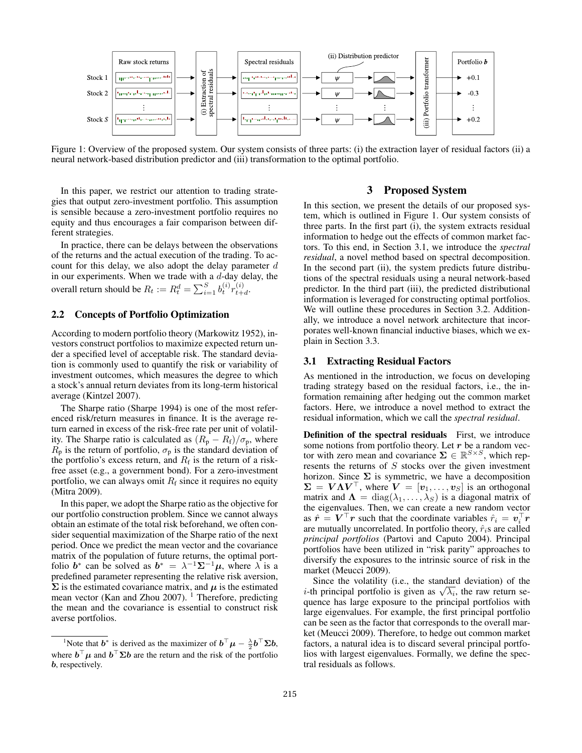Figure 1: Overview of the proposed system. Our system consists of three parts: (i) the extraction layer of residual factors (ii) a neural network-based distribution predictor and (iii) transformation to the optimal portfolio.

In this paper, we restrict our attention to trading strategies that output zero-investment portfolio. This assumption is sensible because a zero-investment portfolio requires no equity and thus encourages a fair comparison between different strategies.

In practice, there can be delays between the observations of the returns and the actual execution of the trading. To account for this delay, we also adopt the delay parameter $d$ in our experiments. When we trade with a $d$-day delay, the overall return should be $R_t := R_t^d = \sum_{i=1}^{S} b_t^{(i)} r_{t+d}^{(i)}$.

## 2.2 Concepts of Portfolio Optimization

According to modern portfolio theory (Markowitz 1952), investors construct portfolios to maximize expected return under a specified level of acceptable risk. The standard deviation is commonly used to quantify the risk or variability of investment outcomes, which measures the degree to which a stock's annual return deviates from its long-term historical average (Kintzel 2007).

The Sharpe ratio (Sharpe 1994) is one of the most referenced risk/return measures in finance. It is the average return earned in excess of the risk-free rate per unit of volatility. The Sharpe ratio is calculated as $(R_\mathrm{p} - R_\mathrm{f})/\sigma_\mathrm{p}$, where $R_\mathrm{p}$ is the return of portfolio, $\sigma_\mathrm{p}$ is the standard deviation of the portfolio's excess return, and $R_\mathrm{f}$ is the return of a risk-free asset (e.g., a government bond). For a zero-investment portfolio, we can always omit $R_\mathrm{f}$ since it requires no equity (Mitra 2009).

In this paper, we adopt the Sharpe ratio as the objective for our portfolio construction problem. Since we cannot always obtain an estimate of the total risk beforehand, we often consider sequential maximization of the Sharpe ratio of the next period. Once we predict the mean vector and the covariance matrix of the population of future returns, the optimal portfolio $\boldsymbol{b}^*$ can be solved as $\boldsymbol{b}^* = \lambda^{-1}\boldsymbol{\Sigma}^{-1}\boldsymbol{\mu}$, where $\lambda$ is a predefined parameter representing the relative risk aversion, $\boldsymbol{\Sigma}$ is the estimated covariance matrix, and $\boldsymbol{\mu}$ is the estimated mean vector (Kan and Zhou 2007). [1] Therefore, predicting the mean and the covariance is essential to construct risk averse portfolios.

[1] Note that $\boldsymbol{b}^*$ is derived as the maximizer of $\boldsymbol{b}^\top\boldsymbol{\mu} - \frac{\lambda}{2}\boldsymbol{b}^\top\boldsymbol{\Sigma}\boldsymbol{b}$, where $\boldsymbol{b}^\top\boldsymbol{\mu}$ and $\boldsymbol{b}^\top\boldsymbol{\Sigma}\boldsymbol{b}$ are the return and the risk of the portfolio $\boldsymbol{b}$, respectively.

# 3 Proposed System

In this section, we present the details of our proposed system, which is outlined in Figure 1. Our system consists of three parts. In the first part (i), the system extracts residual information to hedge out the effects of common market factors. To this end, in Section 3.1, we introduce the *spectral residual*, a novel method based on spectral decomposition. In the second part (ii), the system predicts future distributions of the spectral residuals using a neural network-based predictor. In the third part (iii), the predicted distributional information is leveraged for constructing optimal portfolios. We will outline these procedures in Section 3.2. Additionally, we introduce a novel network architecture that incorporates well-known financial inductive biases, which we explain in Section 3.3.

## 3.1 Extracting Residual Factors

As mentioned in the introduction, we focus on developing trading strategy based on the residual factors, i.e., the information remaining after hedging out the common market factors. Here, we introduce a novel method to extract the residual information, which we call the *spectral residual*.

**Definition of the spectral residuals** First, we introduce some notions from portfolio theory. Let $\boldsymbol{r}$ be a random vector with zero mean and covariance $\boldsymbol{\Sigma} \in \mathbb{R}^{S \times S}$, which represents the returns of $S$ stocks over the given investment horizon. Since $\boldsymbol{\Sigma}$ is symmetric, we have a decomposition $\boldsymbol{\Sigma} = \boldsymbol{V}\boldsymbol{\Lambda}\boldsymbol{V}^\top$, where $\boldsymbol{V} = [\boldsymbol{v}_1, \ldots, \boldsymbol{v}_S]$ is an orthogonal matrix and $\boldsymbol{\Lambda} = \mathrm{diag}(\lambda_1, \ldots, \lambda_S)$ is a diagonal matrix of the eigenvalues. Then, we can create a new random vector as $\hat{\boldsymbol{r}} = \boldsymbol{V}^\top\boldsymbol{r}$ such that the coordinate variables $\hat{r}_i = \boldsymbol{v}_i^\top\boldsymbol{r}$ are mutually uncorrelated. In portfolio theory, $\hat{r}_i$s are called *principal portfolios* (Partovi and Caputo 2004). Principal portfolios have been utilized in "risk parity" approaches to diversify the exposures to the intrinsic source of risk in the market (Meucci 2009).

Since the volatility (i.e., the standard deviation) of the $i$-th principal portfolio is given as $\sqrt{\lambda_i}$, the raw return sequence has large exposure to the principal portfolios with large eigenvalues. For example, the first principal portfolio can be seen as the factor that corresponds to the overall market (Meucci 2009). Therefore, to hedge out common market factors, a natural idea is to discard several principal portfolios with largest eigenvalues. Formally, we define the spectral residuals as follows.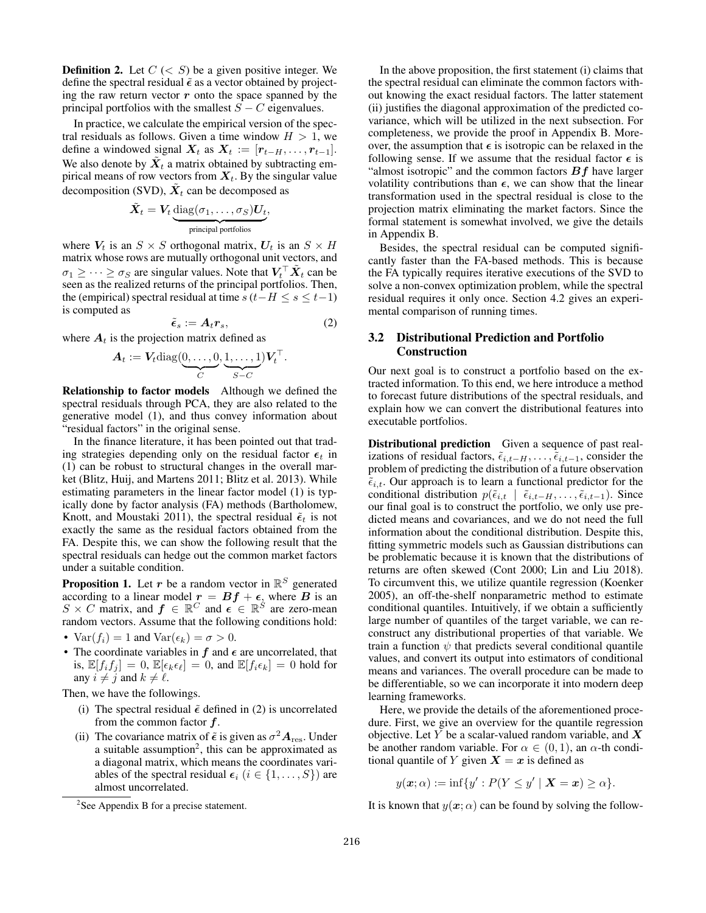**Definition 2.** Let $C$ ($< S$) be a given positive integer. We define the spectral residual $\tilde{\boldsymbol{\epsilon}}$ as a vector obtained by projecting the raw return vector $\boldsymbol{r}$ onto the space spanned by the principal portfolios with the smallest $S - C$ eigenvalues.

In practice, we calculate the empirical version of the spectral residuals as follows. Given a time window $H > 1$, we define a windowed signal $\boldsymbol{X}_t$ as $\boldsymbol{X}_t := [\boldsymbol{r}_{t-H}, \ldots, \boldsymbol{r}_{t-1}]$. We also denote by $\tilde{\boldsymbol{X}}_t$ a matrix obtained by subtracting empirical means of row vectors from $\boldsymbol{X}_t$. By the singular value decomposition (SVD), $\tilde{\boldsymbol{X}}_t$ can be decomposed as

$$\tilde{\boldsymbol{X}}_t = \boldsymbol{V}_t \underbrace{\mathrm{diag}(\sigma_1, \ldots, \sigma_S)\boldsymbol{U}_t}_{\text{principal portfolios}},$$

where $\boldsymbol{V}_t$ is an $S \times S$ orthogonal matrix, $\boldsymbol{U}_t$ is an $S \times H$ matrix whose rows are mutually orthogonal unit vectors, and $\sigma_1 \geq \cdots \geq \sigma_S$ are singular values. Note that $\boldsymbol{V}_t^\top \tilde{\boldsymbol{X}}_t$ can be seen as the realized returns of the principal portfolios. Then, the (empirical) spectral residual at time $s$ ($t-H \leq s \leq t-1$) is computed as

$$\tilde{\boldsymbol{\epsilon}}_s := \boldsymbol{A}_t \boldsymbol{r}_s, \tag{2}$$

where $\boldsymbol{A}_t$ is the projection matrix defined as

$$\boldsymbol{A}_t := \boldsymbol{V}_t \mathrm{diag}(\underbrace{0, \ldots, 0}_{C}, \underbrace{1, \ldots, 1}_{S-C})\boldsymbol{V}_t^\top.$$

**Relationship to factor models** Although we defined the spectral residuals through PCA, they are also related to the generative model (1), and thus convey information about "residual factors" in the original sense.

In the finance literature, it has been pointed out that trading strategies depending only on the residual factor $\boldsymbol{\epsilon}_t$ in (1) can be robust to structural changes in the overall market (Blitz, Huij, and Martens 2011; Blitz et al. 2013). While estimating parameters in the linear factor model (1) is typically done by factor analysis (FA) methods (Bartholomew, Knott, and Moustaki 2011), the spectral residual $\tilde{\boldsymbol{\epsilon}}_t$ is not exactly the same as the residual factors obtained from the FA. Despite this, we can show the following result that the spectral residuals can hedge out the common market factors under a suitable condition.

**Proposition 1.** Let $\boldsymbol{r}$ be a random vector in $\mathbb{R}^S$ generated according to a linear model $\boldsymbol{r} = \boldsymbol{B}\boldsymbol{f} + \boldsymbol{\epsilon}$, where $\boldsymbol{B}$ is an $S \times C$ matrix, and $\boldsymbol{f} \in \mathbb{R}^C$ and $\boldsymbol{\epsilon} \in \mathbb{R}^S$ are zero-mean random vectors. Assume that the following conditions hold:

- $\mathrm{Var}(f_i) = 1$ and $\mathrm{Var}(\epsilon_k) = \sigma > 0$.
- The coordinate variables in $\boldsymbol{f}$ and $\boldsymbol{\epsilon}$ are uncorrelated, that is, $\mathbb{E}[f_i f_j] = 0$, $\mathbb{E}[\epsilon_k \epsilon_\ell] = 0$, and $\mathbb{E}[f_i \epsilon_k] = 0$ hold for any $i \neq j$ and $k \neq \ell$.

Then, we have the followings.

(i) The spectral residual $\tilde{\boldsymbol{\epsilon}}$ defined in (2) is uncorrelated from the common factor $\boldsymbol{f}$.

(ii) The covariance matrix of $\tilde{\boldsymbol{\epsilon}}$ is given as $\sigma^2 \boldsymbol{A}_{\mathrm{res}}$. Under a suitable assumption[2], this can be approximated as a diagonal matrix, which means the coordinates variables of the spectral residual $\boldsymbol{\epsilon}_i$ ($i \in \{1, \ldots, S\}$) are almost uncorrelated.

[2] See Appendix B for a precise statement.

In the above proposition, the first statement (i) claims that the spectral residual can eliminate the common factors without knowing the exact residual factors. The latter statement (ii) justifies the diagonal approximation of the predicted covariance, which will be utilized in the next subsection. For completeness, we provide the proof in Appendix B. Moreover, the assumption that $\boldsymbol{\epsilon}$ is isotropic can be relaxed in the following sense. If we assume that the residual factor $\boldsymbol{\epsilon}$ is "almost isotropic" and the common factors $\boldsymbol{B}\boldsymbol{f}$ have larger volatility contributions than $\boldsymbol{\epsilon}$, we can show that the linear transformation used in the spectral residual is close to the projection matrix eliminating the market factors. Since the formal statement is somewhat involved, we give the details in Appendix B.

Besides, the spectral residual can be computed significantly faster than the FA-based methods. This is because the FA typically requires iterative executions of the SVD to solve a non-convex optimization problem, while the spectral residual requires it only once. Section 4.2 gives an experimental comparison of running times.

### 3.2 Distributional Prediction and Portfolio Construction

Our next goal is to construct a portfolio based on the extracted information. To this end, we here introduce a method to forecast future distributions of the spectral residuals, and explain how we can convert the distributional features into executable portfolios.

**Distributional prediction** Given a sequence of past realizations of residual factors, $\tilde{\epsilon}_{i,t-H}, \ldots, \tilde{\epsilon}_{i,t-1}$, consider the problem of predicting the distribution of a future observation $\tilde{\epsilon}_{i,t}$. Our approach is to learn a functional predictor for the conditional distribution $p(\tilde{\epsilon}_{i,t} \mid \tilde{\epsilon}_{i,t-H}, \ldots, \tilde{\epsilon}_{i,t-1})$. Since our final goal is to construct the portfolio, we only use predicted means and covariances, and we do not need the full information about the conditional distribution. Despite this, fitting symmetric models such as Gaussian distributions can be problematic because it is known that the distributions of returns are often skewed (Cont 2000; Lin and Liu 2018). To circumvent this, we utilize quantile regression (Koenker 2005), an off-the-shelf nonparametric method to estimate conditional quantiles. Intuitively, if we obtain a sufficiently large number of quantiles of the target variable, we can reconstruct any distributional properties of that variable. We train a function $\psi$ that predicts several conditional quantile values, and convert its output into estimators of conditional means and variances. The overall procedure can be made to be differentiable, so we can incorporate it into modern deep learning frameworks.

Here, we provide the details of the aforementioned procedure. First, we give an overview for the quantile regression objective. Let $Y$ be a scalar-valued random variable, and $\boldsymbol{X}$ be another random variable. For $\alpha \in (0, 1)$, an $\alpha$-th conditional quantile of $Y$ given $\boldsymbol{X} = \boldsymbol{x}$ is defined as

$$y(\boldsymbol{x}; \alpha) := \inf\{y' : P(Y \leq y' \mid \boldsymbol{X} = \boldsymbol{x}) \geq \alpha\}.$$

It is known that $y(\boldsymbol{x}; \alpha)$ can be found by solving the follow-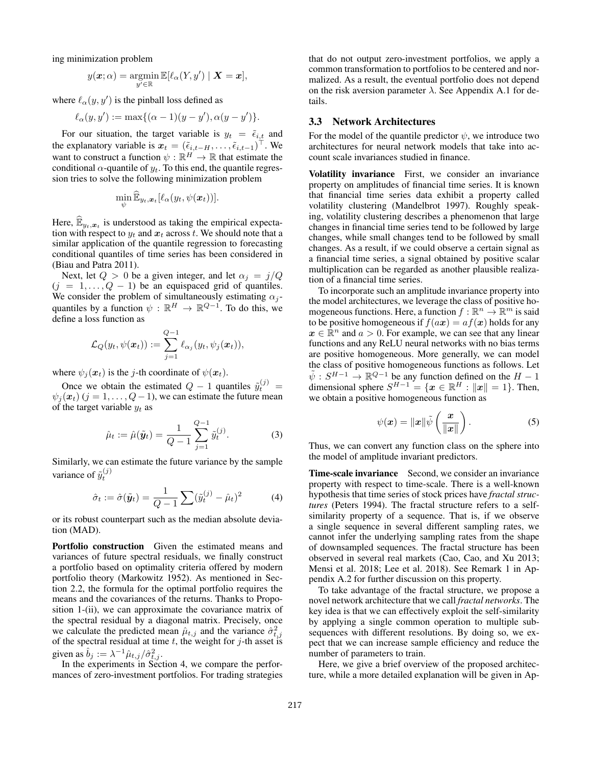ing minimization problem

$$y(\boldsymbol{x};\alpha) = \operatorname*{argmin}_{y' \in \mathbb{R}} \mathbb{E}[\ell_\alpha(Y, y') \mid \boldsymbol{X} = \boldsymbol{x}],$$

where $\ell_\alpha(y, y')$ is the pinball loss defined as

$$\ell_\alpha(y, y') := \max\{(\alpha - 1)(y - y'), \alpha(y - y')\}.$$

For our situation, the target variable is $y_t = \tilde{\epsilon}_{i,t}$ and the explanatory variable is $\boldsymbol{x}_t = (\tilde{\epsilon}_{i,t-H}, \ldots, \tilde{\epsilon}_{i,t-1})^\top$. We want to construct a function $\psi : \mathbb{R}^H \to \mathbb{R}$ that estimate the conditional $\alpha$-quantile of $y_t$. To this end, the quantile regression tries to solve the following minimization problem

$$\min_{\psi} \widehat{\mathbb{E}}_{y_t, \boldsymbol{x}_t}[\ell_\alpha(y_t, \psi(\boldsymbol{x}_t))].$$

Here, $\widehat{\mathbb{E}}_{y_t, \boldsymbol{x}_t}$ is understood as taking the empirical expectation with respect to $y_t$ and $\boldsymbol{x}_t$ across $t$. We should note that a similar application of the quantile regression to forecasting conditional quantiles of time series has been considered in (Biau and Patra 2011).

Next, let $Q > 0$ be a given integer, and let $\alpha_j = j/Q$ $(j = 1, \ldots, Q-1)$ be an equispaced grid of quantiles. We consider the problem of simultaneously estimating $\alpha_j$-quantiles by a function $\psi : \mathbb{R}^H \to \mathbb{R}^{Q-1}$. To do this, we define a loss function as

$$\mathcal{L}_Q(y_t, \psi(\boldsymbol{x}_t)) := \sum_{j=1}^{Q-1} \ell_{\alpha_j}(y_t, \psi_j(\boldsymbol{x}_t)),$$

where $\psi_j(\boldsymbol{x}_t)$ is the $j$-th coordinate of $\psi(\boldsymbol{x}_t)$.

Once we obtain the estimated $Q-1$ quantiles $\tilde{y}_t^{(j)} = \psi_j(\boldsymbol{x}_t)$ $(j = 1, \ldots, Q-1)$, we can estimate the future mean of the target variable $y_t$ as

$$\hat{\mu}_t := \hat{\mu}(\tilde{\boldsymbol{y}}_t) = \frac{1}{Q-1} \sum_{j=1}^{Q-1} \tilde{y}_t^{(j)}. \tag{3}$$

Similarly, we can estimate the future variance by the sample variance of $\tilde{y}_t^{(j)}$

$$\hat{\sigma}_t := \hat{\sigma}(\tilde{\boldsymbol{y}}_t) = \frac{1}{Q-1} \sum (\tilde{y}_t^{(j)} - \hat{\mu}_t)^2 \tag{4}$$

or its robust counterpart such as the median absolute deviation (MAD).

**Portfolio construction** Given the estimated means and variances of future spectral residuals, we finally construct a portfolio based on optimality criteria offered by modern portfolio theory (Markowitz 1952). As mentioned in Section 2.2, the formula for the optimal portfolio requires the means and the covariances of the returns. Thanks to Proposition 1-(ii), we can approximate the covariance matrix of the spectral residual by a diagonal matrix. Precisely, once we calculate the predicted mean $\hat{\mu}_{t,j}$ and the variance $\hat{\sigma}_{t,j}^2$ of the spectral residual at time $t$, the weight for $j$-th asset is given as $\hat{b}_j := \lambda^{-1} \hat{\mu}_{t,j} / \hat{\sigma}_{t,j}^2$.

In the experiments in Section 4, we compare the performances of zero-investment portfolios. For trading strategies that do not output zero-investment portfolios, we apply a common transformation to portfolios to be centered and normalized. As a result, the eventual portfolio does not depend on the risk aversion parameter $\lambda$. See Appendix A.1 for details.

### 3.3 Network Architectures

For the model of the quantile predictor $\psi$, we introduce two architectures for neural network models that take into account scale invariances studied in finance.

**Volatility invariance** First, we consider an invariance property on amplitudes of financial time series. It is known that financial time series data exhibit a property called volatility clustering (Mandelbrot 1997). Roughly speaking, volatility clustering describes a phenomenon that large changes in financial time series tend to be followed by large changes, while small changes tend to be followed by small changes. As a result, if we could observe a certain signal as a financial time series, a signal obtained by positive scalar multiplication can be regarded as another plausible realization of a financial time series.

To incorporate such an amplitude invariance property into the model architectures, we leverage the class of positive homogeneous functions. Here, a function $f : \mathbb{R}^n \to \mathbb{R}^m$ is said to be positive homogeneous if $f(a\boldsymbol{x}) = af(\boldsymbol{x})$ holds for any $\boldsymbol{x} \in \mathbb{R}^n$ and $a > 0$. For example, we can see that any linear functions and any ReLU neural networks with no bias terms are positive homogeneous. More generally, we can model the class of positive homogeneous functions as follows. Let $\tilde{\psi} : S^{H-1} \to \mathbb{R}^{Q-1}$ be any function defined on the $H-1$ dimensional sphere $S^{H-1} = \{\boldsymbol{x} \in \mathbb{R}^H : \|\boldsymbol{x}\| = 1\}$. Then, we obtain a positive homogeneous function as

$$\psi(\boldsymbol{x}) = \|\boldsymbol{x}\| \tilde{\psi}\left(\frac{\boldsymbol{x}}{\|\boldsymbol{x}\|}\right). \tag{5}$$

Thus, we can convert any function class on the sphere into the model of amplitude invariant predictors.

**Time-scale invariance** Second, we consider an invariance property with respect to time-scale. There is a well-known hypothesis that time series of stock prices have *fractal structures* (Peters 1994). The fractal structure refers to a self-similarity property of a sequence. That is, if we observe a single sequence in several different sampling rates, we cannot infer the underlying sampling rates from the shape of downsampled sequences. The fractal structure has been observed in several real markets (Cao, Cao, and Xu 2013; Mensi et al. 2018; Lee et al. 2018). See Remark 1 in Appendix A.2 for further discussion on this property.

To take advantage of the fractal structure, we propose a novel network architecture that we call *fractal networks*. The key idea is that we can effectively exploit the self-similarity by applying a single common operation to multiple subsequences with different resolutions. By doing so, we expect that we can increase sample efficiency and reduce the number of parameters to train.

Here, we give a brief overview of the proposed architecture, while a more detailed explanation will be given in Ap-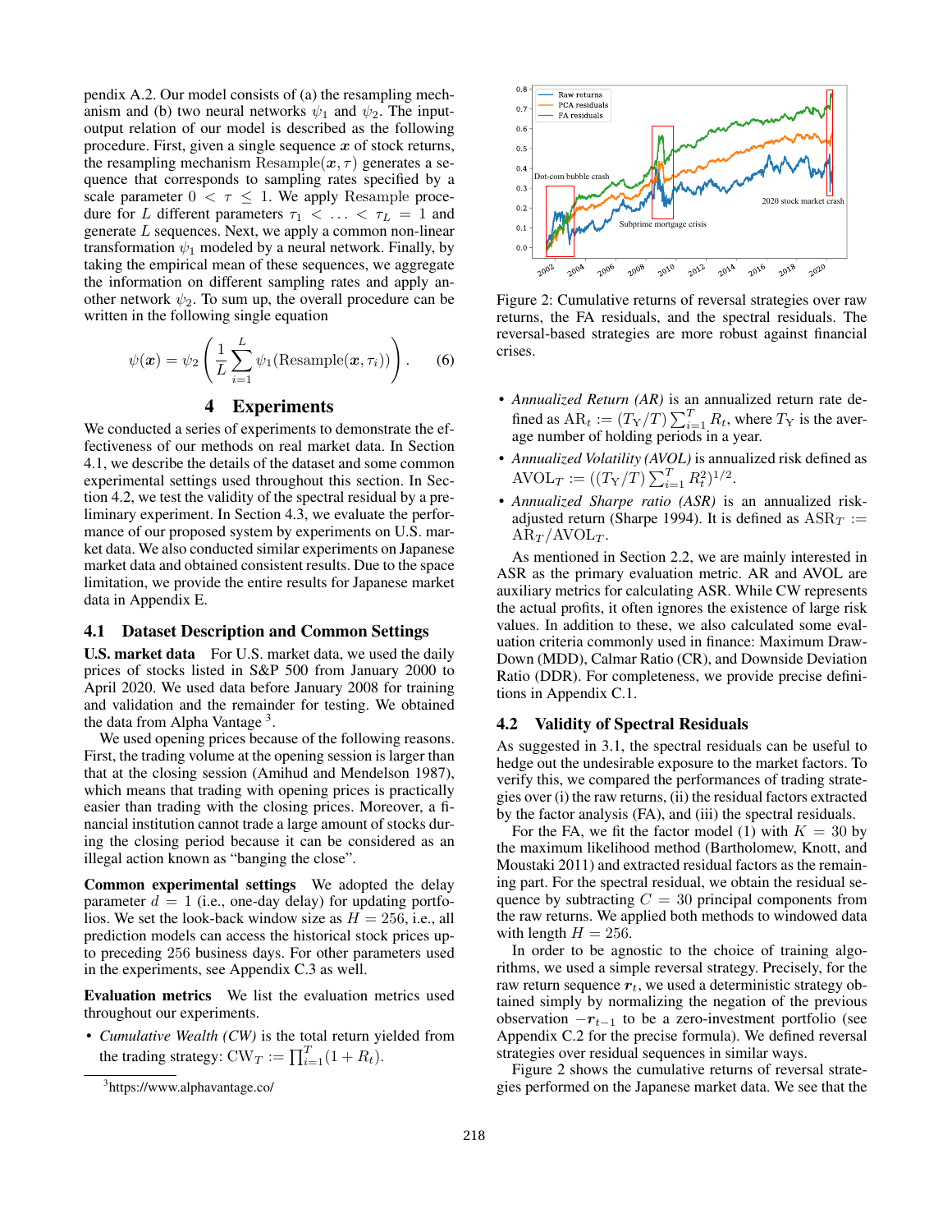pendix A.2. Our model consists of (a) the resampling mechanism and (b) two neural networks $\psi_1$ and $\psi_2$. The input-output relation of our model is described as the following procedure. First, given a single sequence $\boldsymbol{x}$ of stock returns, the resampling mechanism $\mathrm{Resample}(\boldsymbol{x}, \tau)$ generates a sequence that corresponds to sampling rates specified by a scale parameter $0 < \tau \leq 1$. We apply Resample procedure for $L$ different parameters $\tau_1 < \ldots < \tau_L = 1$ and generate $L$ sequences. Next, we apply a common non-linear transformation $\psi_1$ modeled by a neural network. Finally, by taking the empirical mean of these sequences, we aggregate the information on different sampling rates and apply another network $\psi_2$. To sum up, the overall procedure can be written in the following single equation

$$\psi(\boldsymbol{x}) = \psi_2 \left( \frac{1}{L} \sum_{i=1}^{L} \psi_1(\mathrm{Resample}(\boldsymbol{x}, \tau_i)) \right). \quad (6)$$

# 4 Experiments

We conducted a series of experiments to demonstrate the effectiveness of our methods on real market data. In Section 4.1, we describe the details of the dataset and some common experimental settings used throughout this section. In Section 4.2, we test the validity of the spectral residual by a preliminary experiment. In Section 4.3, we evaluate the performance of our proposed system by experiments on U.S. market data. We also conducted similar experiments on Japanese market data and obtained consistent results. Due to the space limitation, we provide the entire results for Japanese market data in Appendix E.

## 4.1 Dataset Description and Common Settings

**U.S. market data** For U.S. market data, we used the daily prices of stocks listed in S&P 500 from January 2000 to April 2020. We used data before January 2008 for training and validation and the remainder for testing. We obtained the data from Alpha Vantage [3].

We used opening prices because of the following reasons. First, the trading volume at the opening session is larger than that at the closing session (Amihud and Mendelson 1987), which means that trading with opening prices is practically easier than trading with the closing prices. Moreover, a financial institution cannot trade a large amount of stocks during the closing period because it can be considered as an illegal action known as "banging the close".

**Common experimental settings** We adopted the delay parameter $d = 1$ (i.e., one-day delay) for updating portfolios. We set the look-back window size as $H = 256$, i.e., all prediction models can access the historical stock prices up-to preceding 256 business days. For other parameters used in the experiments, see Appendix C.3 as well.

**Evaluation metrics** We list the evaluation metrics used throughout our experiments.

- *Cumulative Wealth (CW)* is the total return yielded from the trading strategy: $\mathrm{CW}_T := \prod_{i=1}^{T}(1 + R_t)$.

[3] https://www.alphavantage.co/

Figure 2: Cumulative returns of reversal strategies over raw returns, the FA residuals, and the spectral residuals. The reversal-based strategies are more robust against financial crises.

- *Annualized Return (AR)* is an annualized return rate defined as $\mathrm{AR}_t := (T_{\mathrm{Y}}/T) \sum_{i=1}^{T} R_t$, where $T_{\mathrm{Y}}$ is the average number of holding periods in a year.
- *Annualized Volatility (AVOL)* is annualized risk defined as $\mathrm{AVOL}_T := ((T_{\mathrm{Y}}/T) \sum_{i=1}^{T} R_t^2)^{1/2}$.
- *Annualized Sharpe ratio (ASR)* is an annualized risk-adjusted return (Sharpe 1994). It is defined as $\mathrm{ASR}_T := \mathrm{AR}_T / \mathrm{AVOL}_T$.

As mentioned in Section 2.2, we are mainly interested in ASR as the primary evaluation metric. AR and AVOL are auxiliary metrics for calculating ASR. While CW represents the actual profits, it often ignores the existence of large risk values. In addition to these, we also calculated some evaluation criteria commonly used in finance: Maximum DrawDown (MDD), Calmar Ratio (CR), and Downside Deviation Ratio (DDR). For completeness, we provide precise definitions in Appendix C.1.

## 4.2 Validity of Spectral Residuals

As suggested in 3.1, the spectral residuals can be useful to hedge out the undesirable exposure to the market factors. To verify this, we compared the performances of trading strategies over (i) the raw returns, (ii) the residual factors extracted by the factor analysis (FA), and (iii) the spectral residuals.

For the FA, we fit the factor model (1) with $K = 30$ by the maximum likelihood method (Bartholomew, Knott, and Moustaki 2011) and extracted residual factors as the remaining part. For the spectral residual, we obtain the residual sequence by subtracting $C = 30$ principal components from the raw returns. We applied both methods to windowed data with length $H = 256$.

In order to be agnostic to the choice of training algorithms, we used a simple reversal strategy. Precisely, for the raw return sequence $\boldsymbol{r}_t$, we used a deterministic strategy obtained simply by normalizing the negation of the previous observation $-\boldsymbol{r}_{t-1}$ to be a zero-investment portfolio (see Appendix C.2 for the precise formula). We defined reversal strategies over residual sequences in similar ways.

Figure 2 shows the cumulative returns of reversal strategies performed on the Japanese market data. We see that the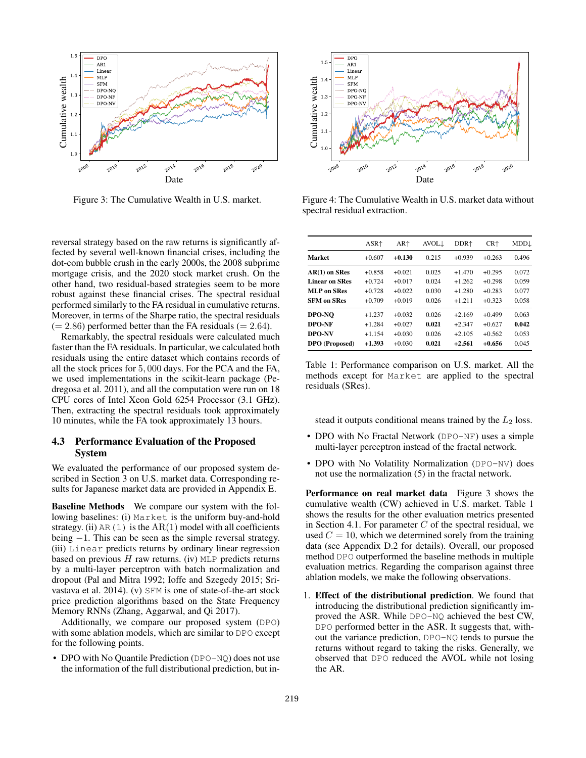Figure 3: The Cumulative Wealth in U.S. market.

Figure 4: The Cumulative Wealth in U.S. market data without spectral residual extraction.

reversal strategy based on the raw returns is significantly affected by several well-known financial crises, including the dot-com bubble crush in the early 2000s, the 2008 subprime mortgage crisis, and the 2020 stock market crush. On the other hand, two residual-based strategies seem to be more robust against these financial crises. The spectral residual performed similarly to the FA residual in cumulative returns. Moreover, in terms of the Sharpe ratio, the spectral residuals ($= 2.86$) performed better than the FA residuals ($= 2.64$).

Remarkably, the spectral residuals were calculated much faster than the FA residuals. In particular, we calculated both residuals using the entire dataset which contains records of all the stock prices for $5,000$ days. For the PCA and the FA, we used implementations in the scikit-learn package (Pedregosa et al. 2011), and all the computation were run on 18 CPU cores of Intel Xeon Gold 6254 Processor (3.1 GHz). Then, extracting the spectral residuals took approximately 10 minutes, while the FA took approximately 13 hours.

## 4.3 Performance Evaluation of the Proposed System

We evaluated the performance of our proposed system described in Section 3 on U.S. market data. Corresponding results for Japanese market data are provided in Appendix E.

**Baseline Methods** We compare our system with the following baselines: (i) `Market` is the uniform buy-and-hold strategy. (ii) `AR(1)` is the AR(1) model with all coefficients being $-1$. This can be seen as the simple reversal strategy. (iii) `Linear` predicts returns by ordinary linear regression based on previous $H$ raw returns. (iv) `MLP` predicts returns by a multi-layer perceptron with batch normalization and dropout (Pal and Mitra 1992; Ioffe and Szegedy 2015; Srivastava et al. 2014). (v) `SFM` is one of state-of-the-art stock price prediction algorithms based on the State Frequency Memory RNNs (Zhang, Aggarwal, and Qi 2017).

Additionally, we compare our proposed system (`DPO`) with some ablation models, which are similar to `DPO` except for the following points:

- DPO with No Quantile Prediction (`DPO-NQ`) does not use the information of the full distributional prediction, but instead it outputs conditional means trained by the $L_2$ loss.
- DPO with No Fractal Network (`DPO-NF`) uses a simple multi-layer perceptron instead of the fractal network.
- DPO with No Volatility Normalization (`DPO-NV`) does not use the normalization (5) in the fractal network.

| | ASR↑ | AR↑ | AVOL↓ | DDR↑ | CR↑ | MDD↓ |
|---|---|---|---|---|---|---|
| **Market** | +0.607 | **+0.130** | 0.215 | +0.939 | +0.263 | 0.496 |
| **AR(1) on SRes** | +0.858 | +0.021 | 0.025 | +1.470 | +0.295 | 0.072 |
| **Linear on SRes** | +0.724 | +0.017 | 0.024 | +1.262 | +0.298 | 0.059 |
| **MLP on SRes** | +0.728 | +0.022 | 0.030 | +1.280 | +0.283 | 0.077 |
| **SFM on SRes** | +0.709 | +0.019 | 0.026 | +1.211 | +0.323 | 0.058 |
| **DPO-NQ** | +1.237 | +0.032 | 0.026 | +2.169 | +0.499 | 0.063 |
| **DPO-NF** | +1.284 | +0.027 | **0.021** | +2.347 | +0.627 | **0.042** |
| **DPO-NV** | +1.154 | +0.030 | 0.026 | +2.105 | +0.562 | 0.053 |
| **DPO (Proposed)** | **+1.393** | +0.030 | **0.021** | **+2.561** | **+0.656** | 0.045 |

Table 1: Performance comparison on U.S. market. All the methods except for `Market` are applied to the spectral residuals (SRes).

**Performance on real market data** Figure 3 shows the cumulative wealth (CW) achieved in U.S. market. Table 1 shows the results for the other evaluation metrics presented in Section 4.1. For parameter $C$ of the spectral residual, we used $C = 10$, which we determined sorely from the training data (see Appendix D.2 for details). Overall, our proposed method `DPO` outperformed the baseline methods in multiple evaluation metrics. Regarding the comparison against three ablation models, we make the following observations.

1. **Effect of the distributional prediction**. We found that introducing the distributional prediction significantly improved the ASR. While `DPO-NQ` achieved the best CW, `DPO` performed better in the ASR. It suggests that, without the variance prediction, `DPO-NQ` tends to pursue the returns without regard to taking the risks. Generally, we observed that `DPO` reduced the AVOL while not losing the AR.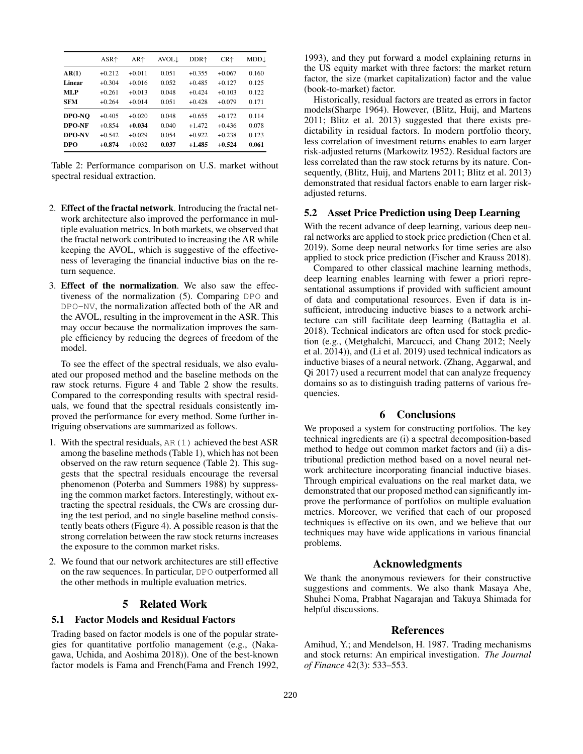|  | ASR↑ | AR↑ | AVOL↓ | DDR↑ | CR↑ | MDD↓ |
|---|---|---|---|---|---|---|
| **AR(1)** | +0.212 | +0.011 | 0.051 | +0.355 | +0.067 | 0.160 |
| **Linear** | +0.304 | +0.016 | 0.052 | +0.485 | +0.127 | 0.125 |
| **MLP** | +0.261 | +0.013 | 0.048 | +0.424 | +0.103 | 0.122 |
| **SFM** | +0.264 | +0.014 | 0.051 | +0.428 | +0.079 | 0.171 |
| **DPO-NQ** | +0.405 | +0.020 | 0.048 | +0.655 | +0.172 | 0.114 |
| **DPO-NF** | +0.854 | **+0.034** | 0.040 | +1.472 | +0.436 | 0.078 |
| **DPO-NV** | +0.542 | +0.029 | 0.054 | +0.922 | +0.238 | 0.123 |
| **DPO** | **+0.874** | +0.032 | **0.037** | **+1.485** | **+0.524** | **0.061** |

Table 2: Performance comparison on U.S. market without spectral residual extraction.

2. **Effect of the fractal network**. Introducing the fractal network architecture also improved the performance in multiple evaluation metrics. In both markets, we observed that the fractal network contributed to increasing the AR while keeping the AVOL, which is suggestive of the effectiveness of leveraging the financial inductive bias on the return sequence.
3. **Effect of the normalization**. We also saw the effectiveness of the normalization (5). Comparing DPO and DPO-NV, the normalization affected both of the AR and the AVOL, resulting in the improvement in the ASR. This may occur because the normalization improves the sample efficiency by reducing the degrees of freedom of the model.

To see the effect of the spectral residuals, we also evaluated our proposed method and the baseline methods on the raw stock returns. Figure 4 and Table 2 show the results. Compared to the corresponding results with spectral residuals, we found that the spectral residuals consistently improved the performance for every method. Some further intriguing observations are summarized as follows.

1. With the spectral residuals, AR(1) achieved the best ASR among the baseline methods (Table 1), which has not been observed on the raw return sequence (Table 2). This suggests that the spectral residuals encourage the reversal phenomenon (Poterba and Summers 1988) by suppressing the common market factors. Interestingly, without extracting the spectral residuals, the CWs are crossing during the test period, and no single baseline method consistently beats others (Figure 4). A possible reason is that the strong correlation between the raw stock returns increases the exposure to the common market risks.
2. We found that our network architectures are still effective on the raw sequences. In particular, DPO outperformed all the other methods in multiple evaluation metrics.

## 5 Related Work

### 5.1 Factor Models and Residual Factors

Trading based on factor models is one of the popular strategies for quantitative portfolio management (e.g., (Nakagawa, Uchida, and Aoshima 2018)). One of the best-known factor models is Fama and French(Fama and French 1992, 1993), and they put forward a model explaining returns in the US equity market with three factors: the market return factor, the size (market capitalization) factor and the value (book-to-market) factor.

Historically, residual factors are treated as errors in factor models(Sharpe 1964). However, (Blitz, Huij, and Martens 2011; Blitz et al. 2013) suggested that there exists predictability in residual factors. In modern portfolio theory, less correlation of investment returns enables to earn larger risk-adjusted returns (Markowitz 1952). Residual factors are less correlated than the raw stock returns by its nature. Consequently, (Blitz, Huij, and Martens 2011; Blitz et al. 2013) demonstrated that residual factors enable to earn larger risk-adjusted returns.

### 5.2 Asset Price Prediction using Deep Learning

With the recent advance of deep learning, various deep neural networks are applied to stock price prediction (Chen et al. 2019). Some deep neural networks for time series are also applied to stock price prediction (Fischer and Krauss 2018).

Compared to other classical machine learning methods, deep learning enables learning with fewer a priori representational assumptions if provided with sufficient amount of data and computational resources. Even if data is insufficient, introducing inductive biases to a network architecture can still facilitate deep learning (Battaglia et al. 2018). Technical indicators are often used for stock prediction (e.g., (Metghalchi, Marcucci, and Chang 2012; Neely et al. 2014)), and (Li et al. 2019) used technical indicators as inductive biases of a neural network. (Zhang, Aggarwal, and Qi 2017) used a recurrent model that can analyze frequency domains so as to distinguish trading patterns of various frequencies.

## 6 Conclusions

We proposed a system for constructing portfolios. The key technical ingredients are (i) a spectral decomposition-based method to hedge out common market factors and (ii) a distributional prediction method based on a novel neural network architecture incorporating financial inductive biases. Through empirical evaluations on the real market data, we demonstrated that our proposed method can significantly improve the performance of portfolios on multiple evaluation metrics. Moreover, we verified that each of our proposed techniques is effective on its own, and we believe that our techniques may have wide applications in various financial problems.

## Acknowledgments

We thank the anonymous reviewers for their constructive suggestions and comments. We also thank Masaya Abe, Shuhei Noma, Prabhat Nagarajan and Takuya Shimada for helpful discussions.

## References

Amihud, Y.; and Mendelson, H. 1987. Trading mechanisms and stock returns: An empirical investigation. *The Journal of Finance* 42(3): 533–553.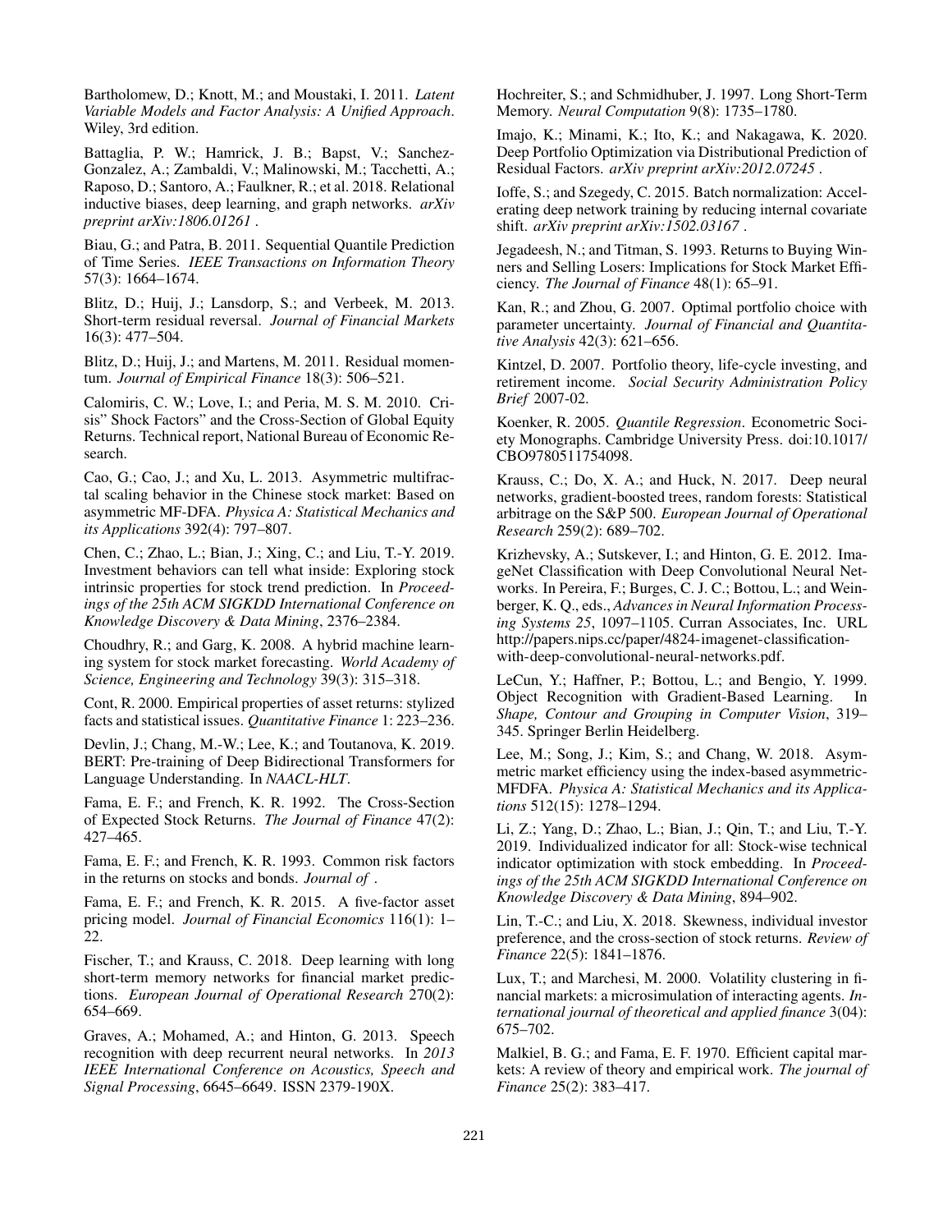Bartholomew, D.; Knott, M.; and Moustaki, I. 2011. *Latent Variable Models and Factor Analysis: A Unified Approach*. Wiley, 3rd edition.

Battaglia, P. W.; Hamrick, J. B.; Bapst, V.; Sanchez-Gonzalez, A.; Zambaldi, V.; Malinowski, M.; Tacchetti, A.; Raposo, D.; Santoro, A.; Faulkner, R.; et al. 2018. Relational inductive biases, deep learning, and graph networks. *arXiv preprint arXiv:1806.01261* .

Biau, G.; and Patra, B. 2011. Sequential Quantile Prediction of Time Series. *IEEE Transactions on Information Theory* 57(3): 1664–1674.

Blitz, D.; Huij, J.; Lansdorp, S.; and Verbeek, M. 2013. Short-term residual reversal. *Journal of Financial Markets* 16(3): 477–504.

Blitz, D.; Huij, J.; and Martens, M. 2011. Residual momentum. *Journal of Empirical Finance* 18(3): 506–521.

Calomiris, C. W.; Love, I.; and Peria, M. S. M. 2010. Crisis" Shock Factors" and the Cross-Section of Global Equity Returns. Technical report, National Bureau of Economic Research.

Cao, G.; Cao, J.; and Xu, L. 2013. Asymmetric multifractal scaling behavior in the Chinese stock market: Based on asymmetric MF-DFA. *Physica A: Statistical Mechanics and its Applications* 392(4): 797–807.

Chen, C.; Zhao, L.; Bian, J.; Xing, C.; and Liu, T.-Y. 2019. Investment behaviors can tell what inside: Exploring stock intrinsic properties for stock trend prediction. In *Proceedings of the 25th ACM SIGKDD International Conference on Knowledge Discovery & Data Mining*, 2376–2384.

Choudhry, R.; and Garg, K. 2008. A hybrid machine learning system for stock market forecasting. *World Academy of Science, Engineering and Technology* 39(3): 315–318.

Cont, R. 2000. Empirical properties of asset returns: stylized facts and statistical issues. *Quantitative Finance* 1: 223–236.

Devlin, J.; Chang, M.-W.; Lee, K.; and Toutanova, K. 2019. BERT: Pre-training of Deep Bidirectional Transformers for Language Understanding. In *NAACL-HLT*.

Fama, E. F.; and French, K. R. 1992. The Cross-Section of Expected Stock Returns. *The Journal of Finance* 47(2): 427–465.

Fama, E. F.; and French, K. R. 1993. Common risk factors in the returns on stocks and bonds. *Journal of* .

Fama, E. F.; and French, K. R. 2015. A five-factor asset pricing model. *Journal of Financial Economics* 116(1): 1–22.

Fischer, T.; and Krauss, C. 2018. Deep learning with long short-term memory networks for financial market predictions. *European Journal of Operational Research* 270(2): 654–669.

Graves, A.; Mohamed, A.; and Hinton, G. 2013. Speech recognition with deep recurrent neural networks. In *2013 IEEE International Conference on Acoustics, Speech and Signal Processing*, 6645–6649. ISSN 2379-190X.

Hochreiter, S.; and Schmidhuber, J. 1997. Long Short-Term Memory. *Neural Computation* 9(8): 1735–1780.

Imajo, K.; Minami, K.; Ito, K.; and Nakagawa, K. 2020. Deep Portfolio Optimization via Distributional Prediction of Residual Factors. *arXiv preprint arXiv:2012.07245* .

Ioffe, S.; and Szegedy, C. 2015. Batch normalization: Accelerating deep network training by reducing internal covariate shift. *arXiv preprint arXiv:1502.03167* .

Jegadeesh, N.; and Titman, S. 1993. Returns to Buying Winners and Selling Losers: Implications for Stock Market Efficiency. *The Journal of Finance* 48(1): 65–91.

Kan, R.; and Zhou, G. 2007. Optimal portfolio choice with parameter uncertainty. *Journal of Financial and Quantitative Analysis* 42(3): 621–656.

Kintzel, D. 2007. Portfolio theory, life-cycle investing, and retirement income. *Social Security Administration Policy Brief* 2007-02.

Koenker, R. 2005. *Quantile Regression*. Econometric Society Monographs. Cambridge University Press. doi:10.1017/CBO9780511754098.

Krauss, C.; Do, X. A.; and Huck, N. 2017. Deep neural networks, gradient-boosted trees, random forests: Statistical arbitrage on the S&P 500. *European Journal of Operational Research* 259(2): 689–702.

Krizhevsky, A.; Sutskever, I.; and Hinton, G. E. 2012. ImageNet Classification with Deep Convolutional Neural Networks. In Pereira, F.; Burges, C. J. C.; Bottou, L.; and Weinberger, K. Q., eds., *Advances in Neural Information Processing Systems 25*, 1097–1105. Curran Associates, Inc. URL http://papers.nips.cc/paper/4824-imagenet-classification-with-deep-convolutional-neural-networks.pdf.

LeCun, Y.; Haffner, P.; Bottou, L.; and Bengio, Y. 1999. Object Recognition with Gradient-Based Learning. In *Shape, Contour and Grouping in Computer Vision*, 319–345. Springer Berlin Heidelberg.

Lee, M.; Song, J.; Kim, S.; and Chang, W. 2018. Asymmetric market efficiency using the index-based asymmetric-MFDFA. *Physica A: Statistical Mechanics and its Applications* 512(15): 1278–1294.

Li, Z.; Yang, D.; Zhao, L.; Bian, J.; Qin, T.; and Liu, T.-Y. 2019. Individualized indicator for all: Stock-wise technical indicator optimization with stock embedding. In *Proceedings of the 25th ACM SIGKDD International Conference on Knowledge Discovery & Data Mining*, 894–902.

Lin, T.-C.; and Liu, X. 2018. Skewness, individual investor preference, and the cross-section of stock returns. *Review of Finance* 22(5): 1841–1876.

Lux, T.; and Marchesi, M. 2000. Volatility clustering in financial markets: a microsimulation of interacting agents. *International journal of theoretical and applied finance* 3(04): 675–702.

Malkiel, B. G.; and Fama, E. F. 1970. Efficient capital markets: A review of theory and empirical work. *The journal of Finance* 25(2): 383–417.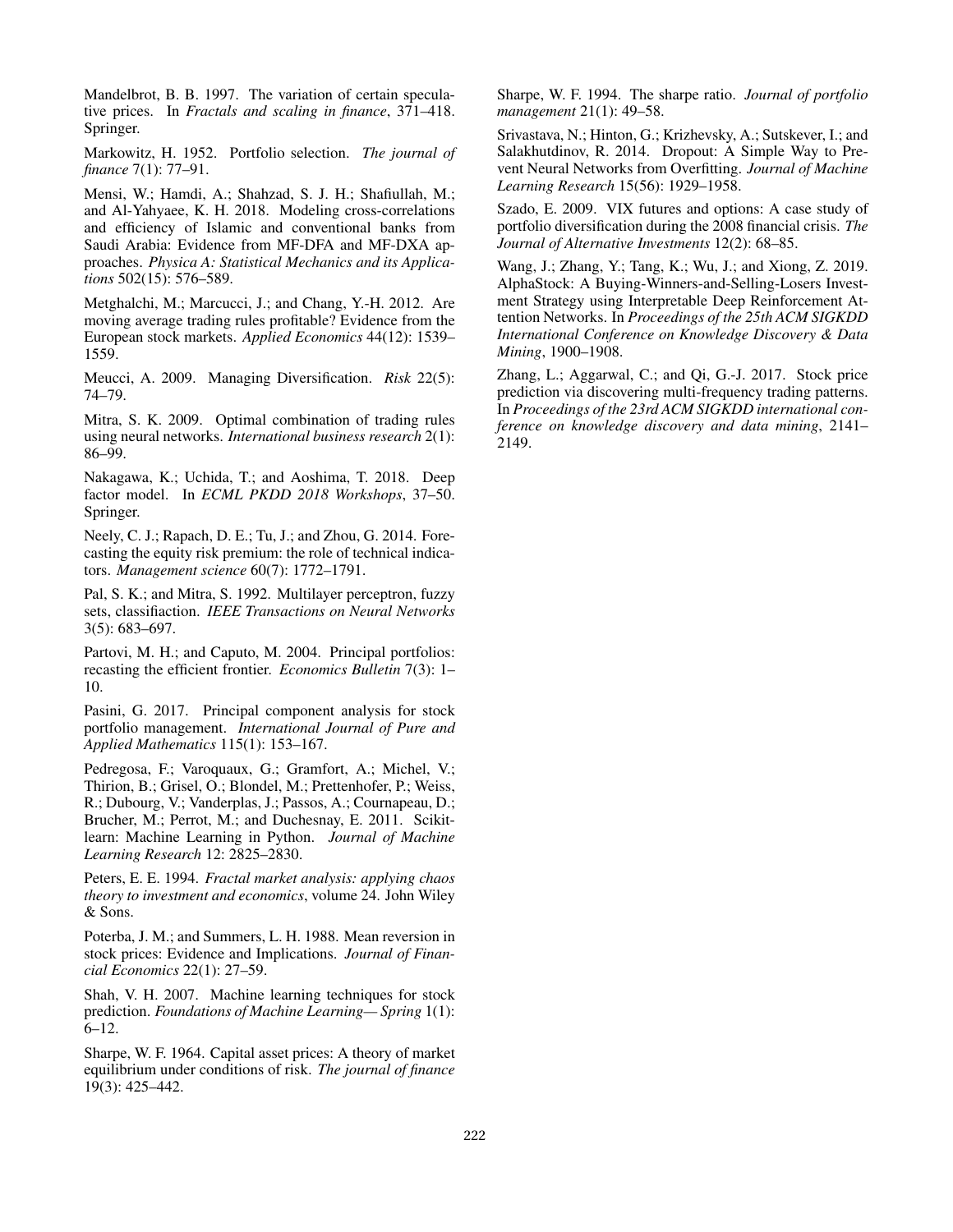Mandelbrot, B. B. 1997. The variation of certain speculative prices. In *Fractals and scaling in finance*, 371–418. Springer.

Markowitz, H. 1952. Portfolio selection. *The journal of finance* 7(1): 77–91.

Mensi, W.; Hamdi, A.; Shahzad, S. J. H.; Shafiullah, M.; and Al-Yahyaee, K. H. 2018. Modeling cross-correlations and efficiency of Islamic and conventional banks from Saudi Arabia: Evidence from MF-DFA and MF-DXA approaches. *Physica A: Statistical Mechanics and its Applications* 502(15): 576–589.

Metghalchi, M.; Marcucci, J.; and Chang, Y.-H. 2012. Are moving average trading rules profitable? Evidence from the European stock markets. *Applied Economics* 44(12): 1539–1559.

Meucci, A. 2009. Managing Diversification. *Risk* 22(5): 74–79.

Mitra, S. K. 2009. Optimal combination of trading rules using neural networks. *International business research* 2(1): 86–99.

Nakagawa, K.; Uchida, T.; and Aoshima, T. 2018. Deep factor model. In *ECML PKDD 2018 Workshops*, 37–50. Springer.

Neely, C. J.; Rapach, D. E.; Tu, J.; and Zhou, G. 2014. Forecasting the equity risk premium: the role of technical indicators. *Management science* 60(7): 1772–1791.

Pal, S. K.; and Mitra, S. 1992. Multilayer perceptron, fuzzy sets, classifiaction. *IEEE Transactions on Neural Networks* 3(5): 683–697.

Partovi, M. H.; and Caputo, M. 2004. Principal portfolios: recasting the efficient frontier. *Economics Bulletin* 7(3): 1–10.

Pasini, G. 2017. Principal component analysis for stock portfolio management. *International Journal of Pure and Applied Mathematics* 115(1): 153–167.

Pedregosa, F.; Varoquaux, G.; Gramfort, A.; Michel, V.; Thirion, B.; Grisel, O.; Blondel, M.; Prettenhofer, P.; Weiss, R.; Dubourg, V.; Vanderplas, J.; Passos, A.; Cournapeau, D.; Brucher, M.; Perrot, M.; and Duchesnay, E. 2011. Scikit-learn: Machine Learning in Python. *Journal of Machine Learning Research* 12: 2825–2830.

Peters, E. E. 1994. *Fractal market analysis: applying chaos theory to investment and economics*, volume 24. John Wiley & Sons.

Poterba, J. M.; and Summers, L. H. 1988. Mean reversion in stock prices: Evidence and Implications. *Journal of Financial Economics* 22(1): 27–59.

Shah, V. H. 2007. Machine learning techniques for stock prediction. *Foundations of Machine Learning— Spring* 1(1): 6–12.

Sharpe, W. F. 1964. Capital asset prices: A theory of market equilibrium under conditions of risk. *The journal of finance* 19(3): 425–442.

Sharpe, W. F. 1994. The sharpe ratio. *Journal of portfolio management* 21(1): 49–58.

Srivastava, N.; Hinton, G.; Krizhevsky, A.; Sutskever, I.; and Salakhutdinov, R. 2014. Dropout: A Simple Way to Prevent Neural Networks from Overfitting. *Journal of Machine Learning Research* 15(56): 1929–1958.

Szado, E. 2009. VIX futures and options: A case study of portfolio diversification during the 2008 financial crisis. *The Journal of Alternative Investments* 12(2): 68–85.

Wang, J.; Zhang, Y.; Tang, K.; Wu, J.; and Xiong, Z. 2019. AlphaStock: A Buying-Winners-and-Selling-Losers Investment Strategy using Interpretable Deep Reinforcement Attention Networks. In *Proceedings of the 25th ACM SIGKDD International Conference on Knowledge Discovery & Data Mining*, 1900–1908.

Zhang, L.; Aggarwal, C.; and Qi, G.-J. 2017. Stock price prediction via discovering multi-frequency trading patterns. In *Proceedings of the 23rd ACM SIGKDD international conference on knowledge discovery and data mining*, 2141–2149.